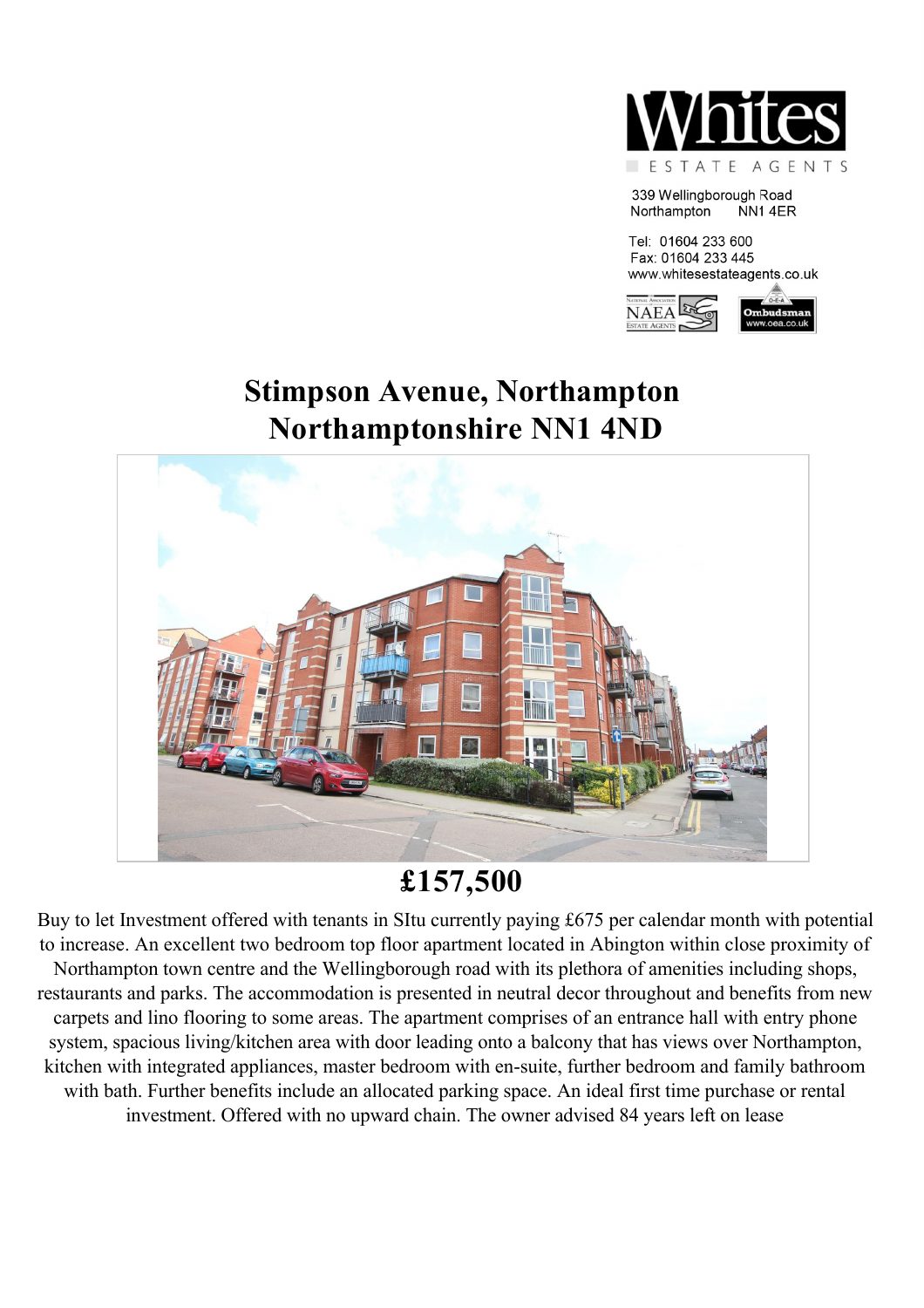**Whites**
ESTATE AGENTS

339 Wellingborough Road
Northampton NN1 4ER

Tel: 01604 233 600
Fax: 01604 233 445
www.whitesestateagents.co.uk

# Stimpson Avenue, Northampton Northamptonshire NN1 4ND

## £157,500

Buy to let Investment offered with tenants in SItu currently paying £675 per calendar month with potential to increase. An excellent two bedroom top floor apartment located in Abington within close proximity of Northampton town centre and the Wellingborough road with its plethora of amenities including shops, restaurants and parks. The accommodation is presented in neutral decor throughout and benefits from new carpets and lino flooring to some areas. The apartment comprises of an entrance hall with entry phone system, spacious living/kitchen area with door leading onto a balcony that has views over Northampton, kitchen with integrated appliances, master bedroom with en-suite, further bedroom and family bathroom with bath. Further benefits include an allocated parking space. An ideal first time purchase or rental investment. Offered with no upward chain. The owner advised 84 years left on lease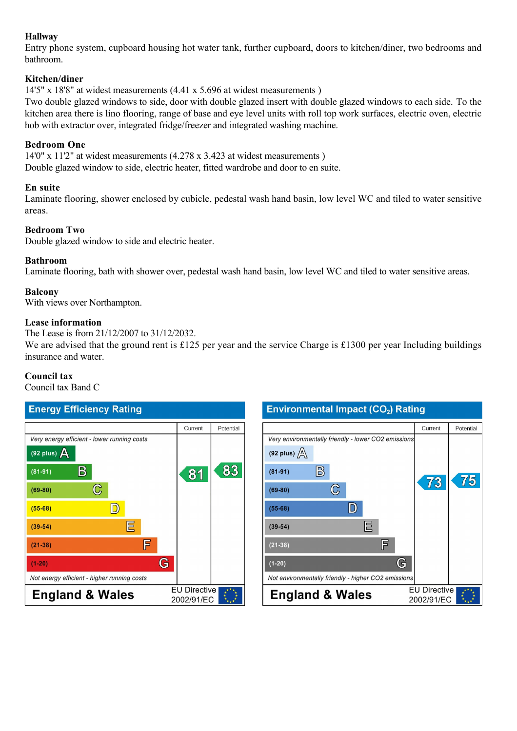**Hallway**
Entry phone system, cupboard housing hot water tank, further cupboard, doors to kitchen/diner, two bedrooms and bathroom.

**Kitchen/diner**
14'5" x 18'8" at widest measurements (4.41 x 5.696 at widest measurements )
Two double glazed windows to side, door with double glazed insert with double glazed windows to each side. To the kitchen area there is lino flooring, range of base and eye level units with roll top work surfaces, electric oven, electric hob with extractor over, integrated fridge/freezer and integrated washing machine.

**Bedroom One**
14'0" x 11'2" at widest measurements (4.278 x 3.423 at widest measurements )
Double glazed window to side, electric heater, fitted wardrobe and door to en suite.

**En suite**
Laminate flooring, shower enclosed by cubicle, pedestal wash hand basin, low level WC and tiled to water sensitive areas.

**Bedroom Two**
Double glazed window to side and electric heater.

**Bathroom**
Laminate flooring, bath with shower over, pedestal wash hand basin, low level WC and tiled to water sensitive areas.

**Balcony**
With views over Northampton.

**Lease information**
The Lease is from 21/12/2007 to 31/12/2032.
We are advised that the ground rent is £125 per year and the service Charge is £1300 per year Including buildings insurance and water.

**Council tax**
Council tax Band C

**Energy Efficiency Rating**

Current
Potential

*Very energy efficient - lower running costs*

(92 plus) A
(81-91) B
(69-80) C
(55-68) D
(39-54) E
(21-38) F
(1-20) G

*Not energy efficient - higher running costs*

81
83

England & Wales
EU Directive 2002/91/EC

**Environmental Impact ($CO_2$) Rating**

Current
Potential

*Very environmentally friendly - lower CO2 emissions*

(92 plus) A
(81-91) B
(69-80) C
(55-68) D
(39-54) E
(21-38) F
(1-20) G

*Not environmentally friendly - higher CO2 emissions*

73
75

England & Wales
EU Directive 2002/91/EC